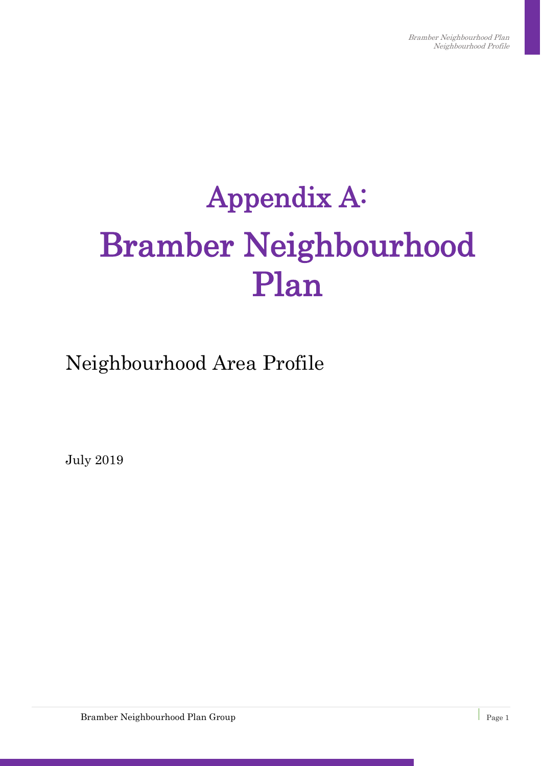# Appendix A:

# Bramber Neighbourhood Plan

## Neighbourhood Area Profile

July 2019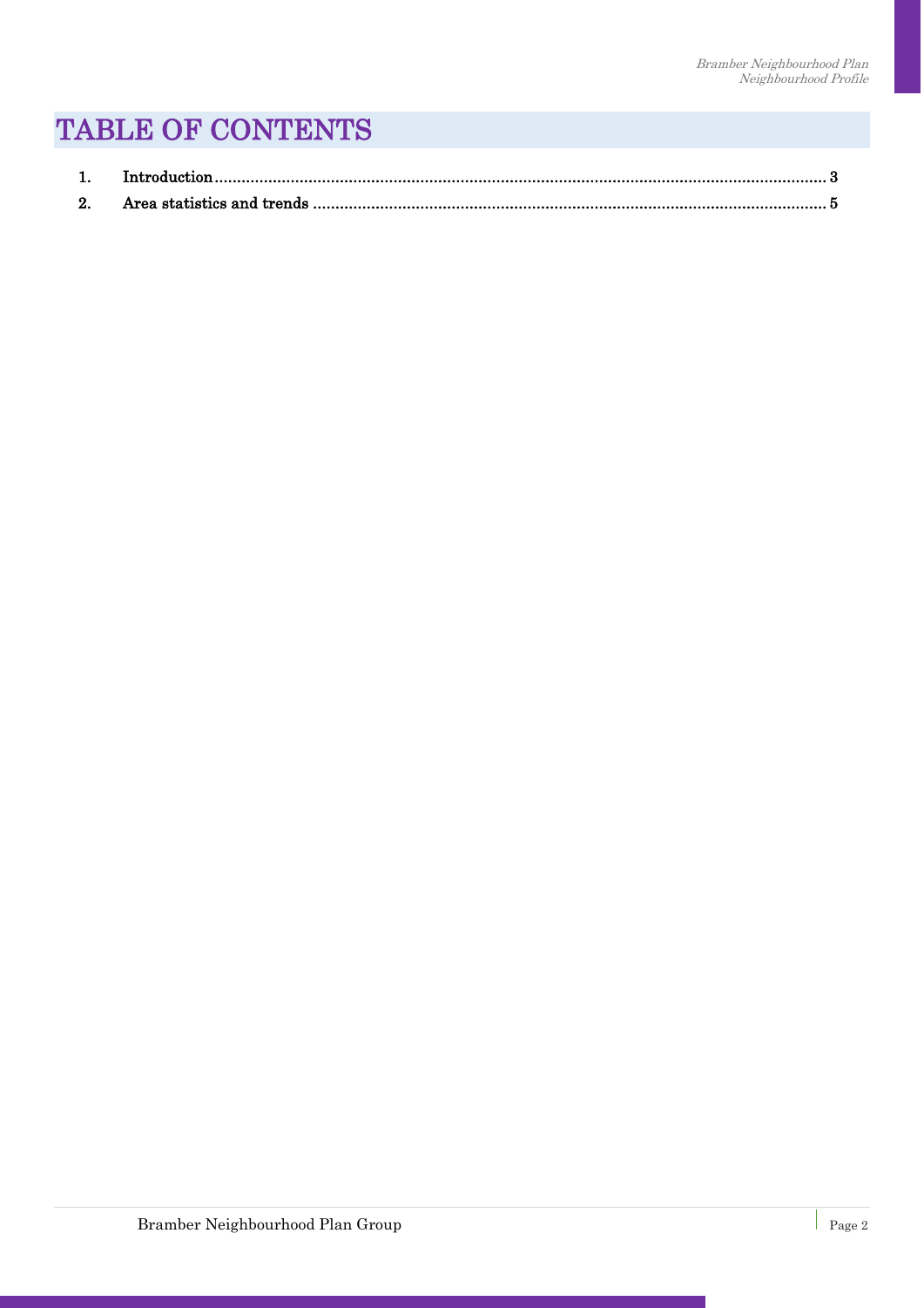# TABLE OF CONTENTS

1. **Introduction** ........................................................................................................................................ 3
2. **Area statistics and trends** ................................................................................................................... 5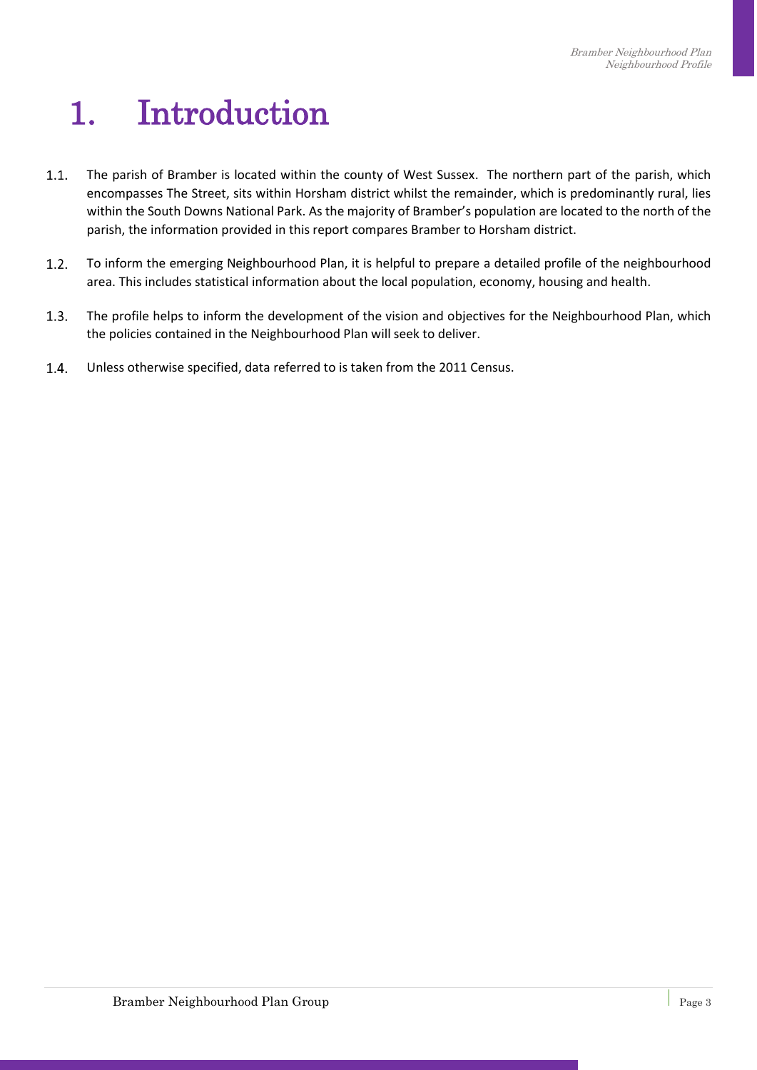# 1. Introduction

1.1. The parish of Bramber is located within the county of West Sussex. The northern part of the parish, which encompasses The Street, sits within Horsham district whilst the remainder, which is predominantly rural, lies within the South Downs National Park. As the majority of Bramber's population are located to the north of the parish, the information provided in this report compares Bramber to Horsham district.

1.2. To inform the emerging Neighbourhood Plan, it is helpful to prepare a detailed profile of the neighbourhood area. This includes statistical information about the local population, economy, housing and health.

1.3. The profile helps to inform the development of the vision and objectives for the Neighbourhood Plan, which the policies contained in the Neighbourhood Plan will seek to deliver.

1.4. Unless otherwise specified, data referred to is taken from the 2011 Census.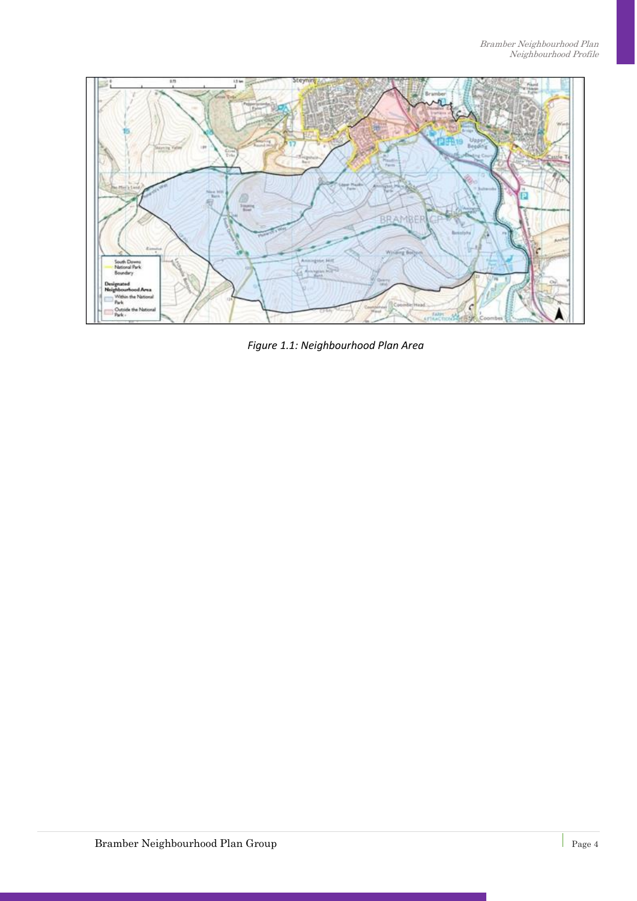*Figure 1.1: Neighbourhood Plan Area*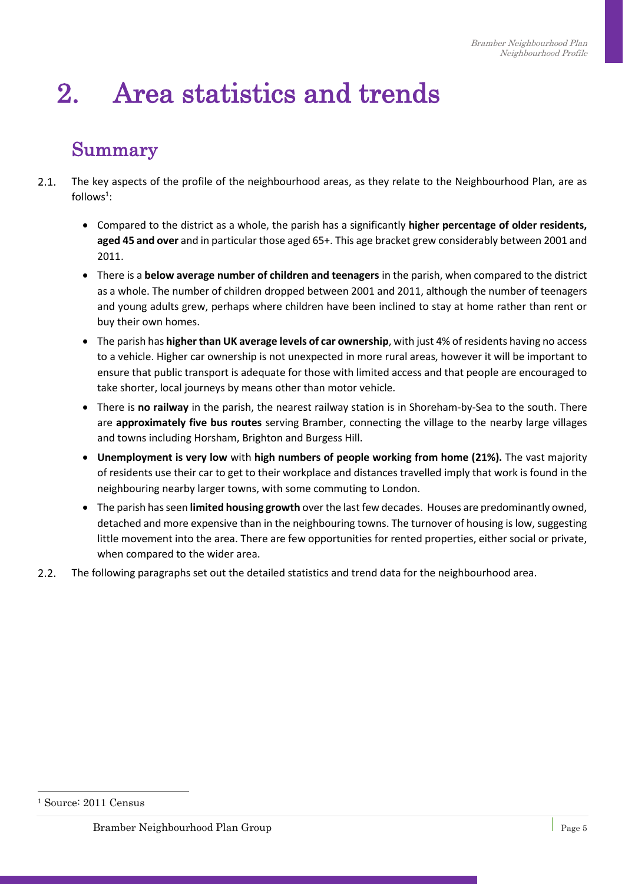# 2. Area statistics and trends

## Summary

2.1. The key aspects of the profile of the neighbourhood areas, as they relate to the Neighbourhood Plan, are as follows[1]:

- Compared to the district as a whole, the parish has a significantly **higher percentage of older residents, aged 45 and over** and in particular those aged 65+. This age bracket grew considerably between 2001 and 2011.
- There is a **below average number of children and teenagers** in the parish, when compared to the district as a whole. The number of children dropped between 2001 and 2011, although the number of teenagers and young adults grew, perhaps where children have been inclined to stay at home rather than rent or buy their own homes.
- The parish has **higher than UK average levels of car ownership**, with just 4% of residents having no access to a vehicle. Higher car ownership is not unexpected in more rural areas, however it will be important to ensure that public transport is adequate for those with limited access and that people are encouraged to take shorter, local journeys by means other than motor vehicle.
- There is **no railway** in the parish, the nearest railway station is in Shoreham-by-Sea to the south. There are **approximately five bus routes** serving Bramber, connecting the village to the nearby large villages and towns including Horsham, Brighton and Burgess Hill.
- **Unemployment is very low** with **high numbers of people working from home (21%).** The vast majority of residents use their car to get to their workplace and distances travelled imply that work is found in the neighbouring nearby larger towns, with some commuting to London.
- The parish has seen **limited housing growth** over the last few decades. Houses are predominantly owned, detached and more expensive than in the neighbouring towns. The turnover of housing is low, suggesting little movement into the area. There are few opportunities for rented properties, either social or private, when compared to the wider area.

2.2. The following paragraphs set out the detailed statistics and trend data for the neighbourhood area.

[1] Source: 2011 Census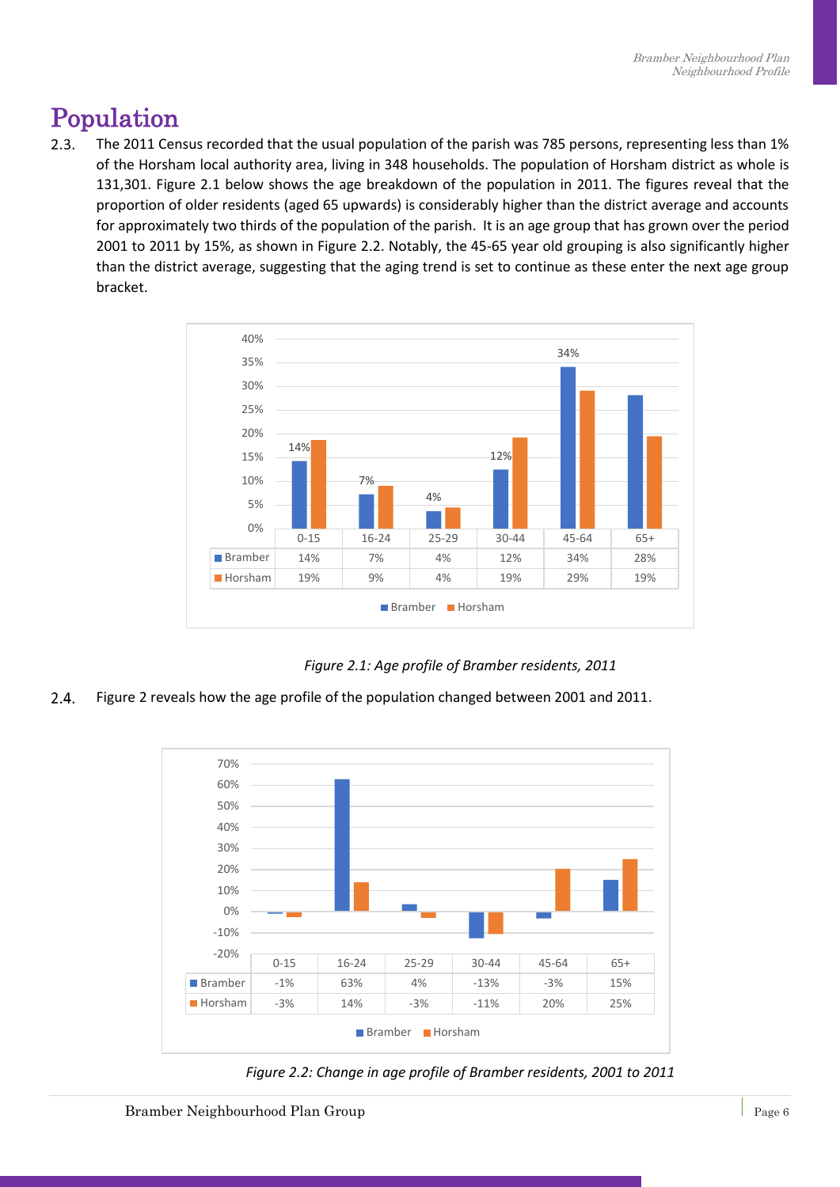# Population

2.3. The 2011 Census recorded that the usual population of the parish was 785 persons, representing less than 1% of the Horsham local authority area, living in 348 households. The population of Horsham district as whole is 131,301. Figure 2.1 below shows the age breakdown of the population in 2011. The figures reveal that the proportion of older residents (aged 65 upwards) is considerably higher than the district average and accounts for approximately two thirds of the population of the parish. It is an age group that has grown over the period 2001 to 2011 by 15%, as shown in Figure 2.2. Notably, the 45-65 year old grouping is also significantly higher than the district average, suggesting that the aging trend is set to continue as these enter the next age group bracket.

| | 0-15 | 16-24 | 25-29 | 30-44 | 45-64 | 65+ |
|---|---|---|---|---|---|---|
| Bramber | 14% | 7% | 4% | 12% | 34% | 28% |
| Horsham | 19% | 9% | 4% | 19% | 29% | 19% |

*Figure 2.1: Age profile of Bramber residents, 2011*

2.4. Figure 2 reveals how the age profile of the population changed between 2001 and 2011.

| | 0-15 | 16-24 | 25-29 | 30-44 | 45-64 | 65+ |
|---|---|---|---|---|---|---|
| Bramber | -1% | 63% | 4% | -13% | -3% | 15% |
| Horsham | -3% | 14% | -3% | -11% | 20% | 25% |

*Figure 2.2: Change in age profile of Bramber residents, 2001 to 2011*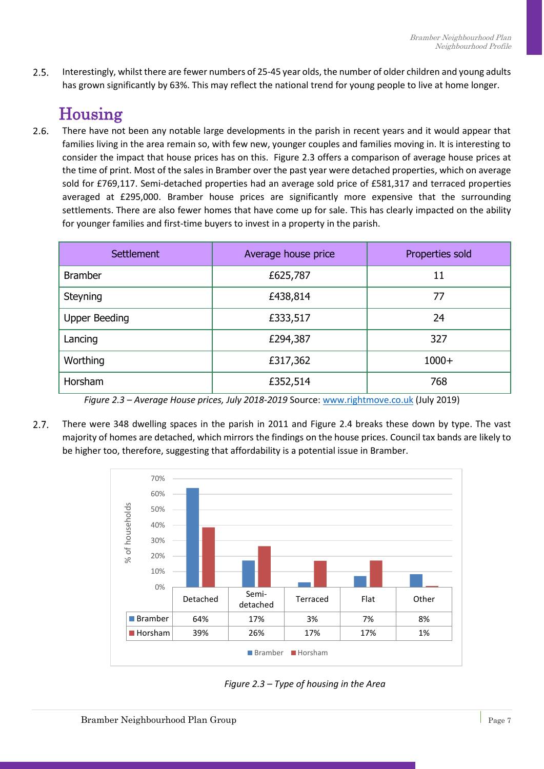2.5. Interestingly, whilst there are fewer numbers of 25-45 year olds, the number of older children and young adults has grown significantly by 63%. This may reflect the national trend for young people to live at home longer.

## Housing

2.6. There have not been any notable large developments in the parish in recent years and it would appear that families living in the area remain so, with few new, younger couples and families moving in. It is interesting to consider the impact that house prices has on this. Figure 2.3 offers a comparison of average house prices at the time of print. Most of the sales in Bramber over the past year were detached properties, which on average sold for £769,117. Semi-detached properties had an average sold price of £581,317 and terraced properties averaged at £295,000. Bramber house prices are significantly more expensive that the surrounding settlements. There are also fewer homes that have come up for sale. This has clearly impacted on the ability for younger families and first-time buyers to invest in a property in the parish.

| Settlement | Average house price | Properties sold |
|---|---|---|
| Bramber | £625,787 | 11 |
| Steyning | £438,814 | 77 |
| Upper Beeding | £333,517 | 24 |
| Lancing | £294,387 | 327 |
| Worthing | £317,362 | 1000+ |
| Horsham | £352,514 | 768 |

*Figure 2.3 – Average House prices, July 2018-2019* Source: www.rightmove.co.uk (July 2019)

2.7. There were 348 dwelling spaces in the parish in 2011 and Figure 2.4 breaks these down by type. The vast majority of homes are detached, which mirrors the findings on the house prices. Council tax bands are likely to be higher too, therefore, suggesting that affordability is a potential issue in Bramber.

| | Detached | Semi-detached | Terraced | Flat | Other |
|---|---|---|---|---|---|
| Bramber | 64% | 17% | 3% | 7% | 8% |
| Horsham | 39% | 26% | 17% | 17% | 1% |

*Figure 2.3 – Type of housing in the Area*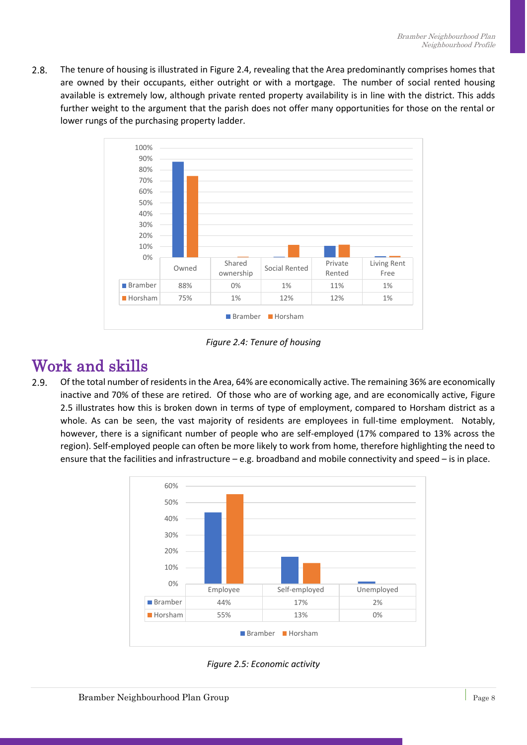2.8. The tenure of housing is illustrated in Figure 2.4, revealing that the Area predominantly comprises homes that are owned by their occupants, either outright or with a mortgage. The number of social rented housing available is extremely low, although private rented property availability is in line with the district. This adds further weight to the argument that the parish does not offer many opportunities for those on the rental or lower rungs of the purchasing property ladder.

| | Owned | Shared ownership | Social Rented | Private Rented | Living Rent Free |
|---|---|---|---|---|---|
| Bramber | 88% | 0% | 1% | 11% | 1% |
| Horsham | 75% | 1% | 12% | 12% | 1% |

*Figure 2.4: Tenure of housing*

## Work and skills

2.9. Of the total number of residents in the Area, 64% are economically active. The remaining 36% are economically inactive and 70% of these are retired. Of those who are of working age, and are economically active, Figure 2.5 illustrates how this is broken down in terms of type of employment, compared to Horsham district as a whole. As can be seen, the vast majority of residents are employees in full-time employment. Notably, however, there is a significant number of people who are self-employed (17% compared to 13% across the region). Self-employed people can often be more likely to work from home, therefore highlighting the need to ensure that the facilities and infrastructure – e.g. broadband and mobile connectivity and speed – is in place.

| | Employee | Self-employed | Unemployed |
|---|---|---|---|
| Bramber | 44% | 17% | 2% |
| Horsham | 55% | 13% | 0% |

*Figure 2.5: Economic activity*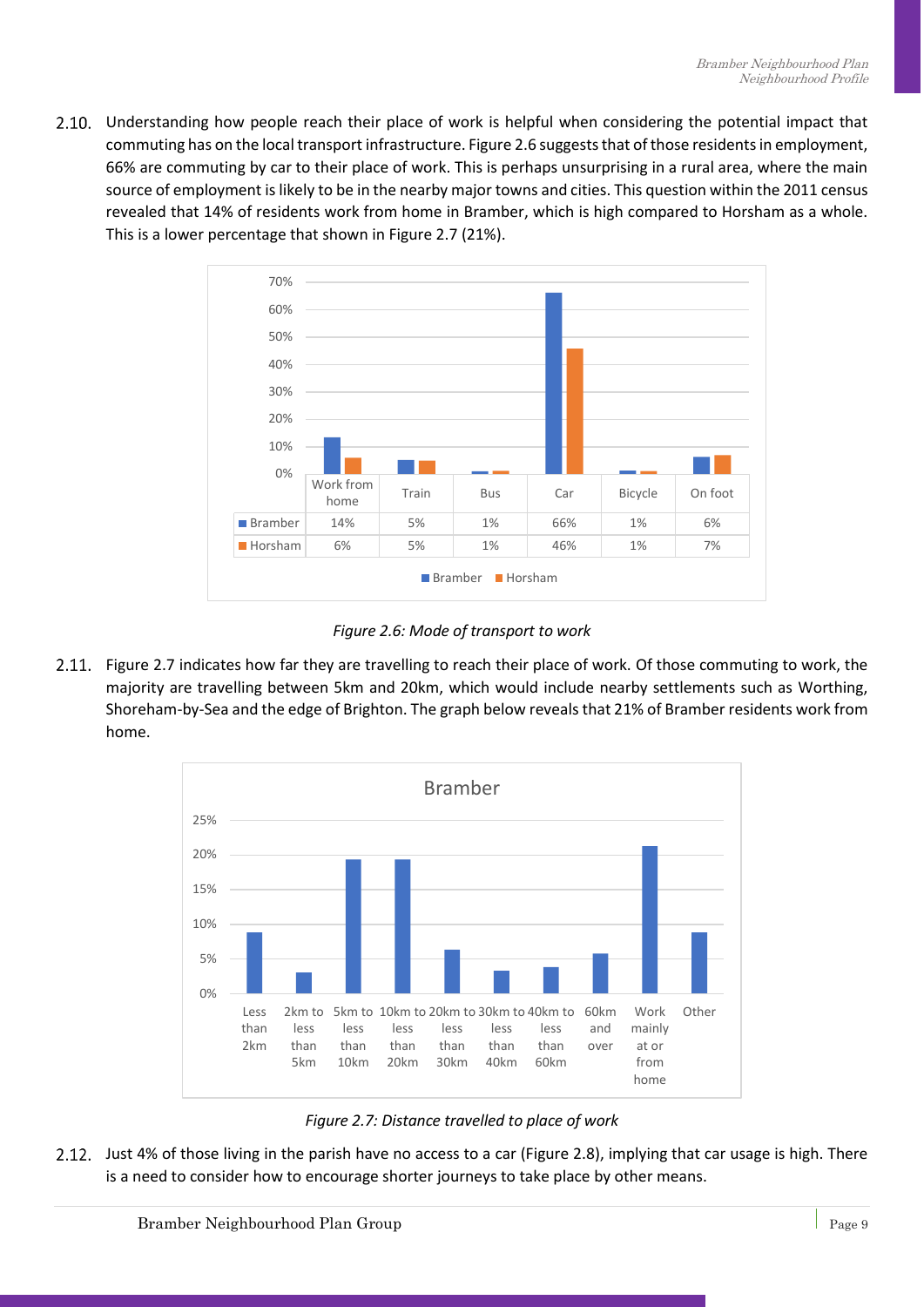2.10. Understanding how people reach their place of work is helpful when considering the potential impact that commuting has on the local transport infrastructure. Figure 2.6 suggests that of those residents in employment, 66% are commuting by car to their place of work. This is perhaps unsurprising in a rural area, where the main source of employment is likely to be in the nearby major towns and cities. This question within the 2011 census revealed that 14% of residents work from home in Bramber, which is high compared to Horsham as a whole. This is a lower percentage that shown in Figure 2.7 (21%).

| | Work from home | Train | Bus | Car | Bicycle | On foot |
|---|---|---|---|---|---|---|
| Bramber | 14% | 5% | 1% | 66% | 1% | 6% |
| Horsham | 6% | 5% | 1% | 46% | 1% | 7% |

*Figure 2.6: Mode of transport to work*

2.11. Figure 2.7 indicates how far they are travelling to reach their place of work. Of those commuting to work, the majority are travelling between 5km and 20km, which would include nearby settlements such as Worthing, Shoreham-by-Sea and the edge of Brighton. The graph below reveals that 21% of Bramber residents work from home.

*Figure 2.7: Distance travelled to place of work*

2.12. Just 4% of those living in the parish have no access to a car (Figure 2.8), implying that car usage is high. There is a need to consider how to encourage shorter journeys to take place by other means.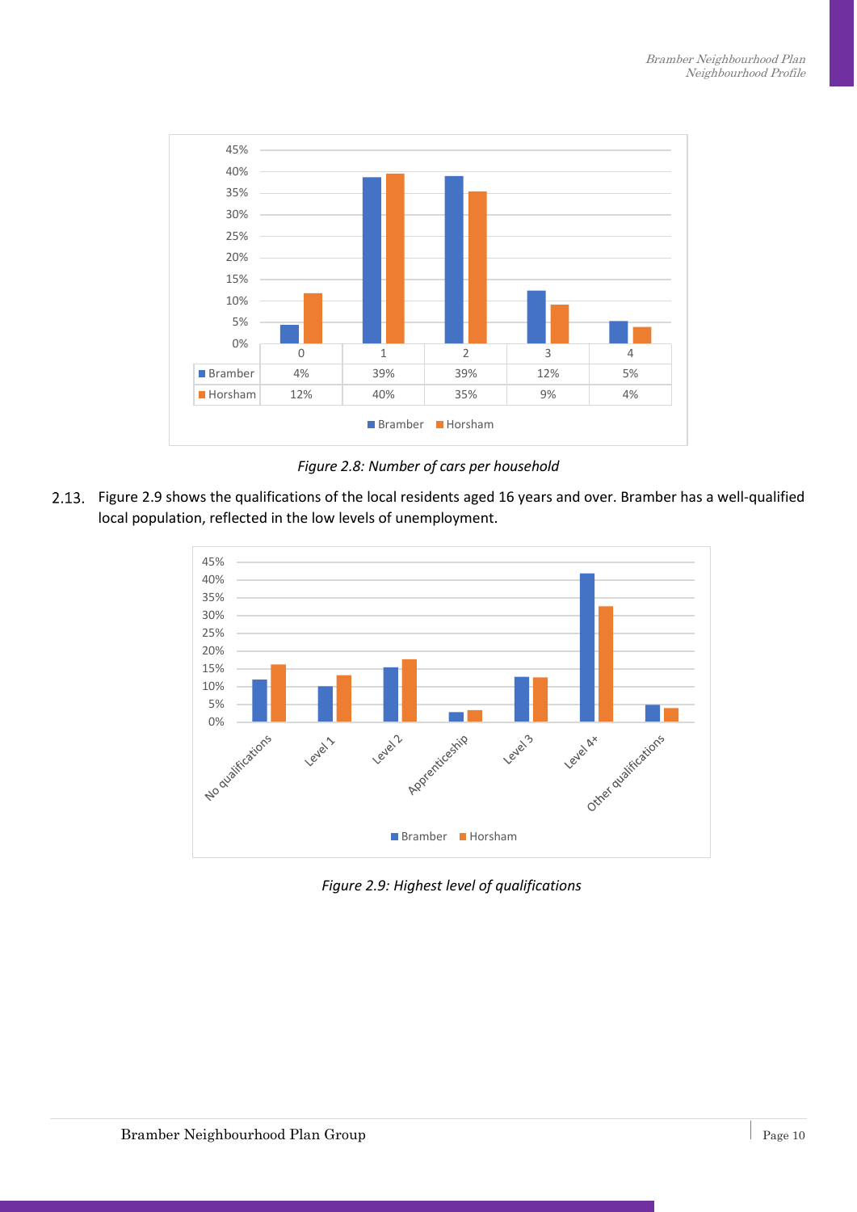|  | 0 | 1 | 2 | 3 | 4 |
|---|---|---|---|---|---|
| Bramber | 4% | 39% | 39% | 12% | 5% |
| Horsham | 12% | 40% | 35% | 9% | 4% |

*Figure 2.8: Number of cars per household*

2.13. Figure 2.9 shows the qualifications of the local residents aged 16 years and over. Bramber has a well-qualified local population, reflected in the low levels of unemployment.

*Figure 2.9: Highest level of qualifications*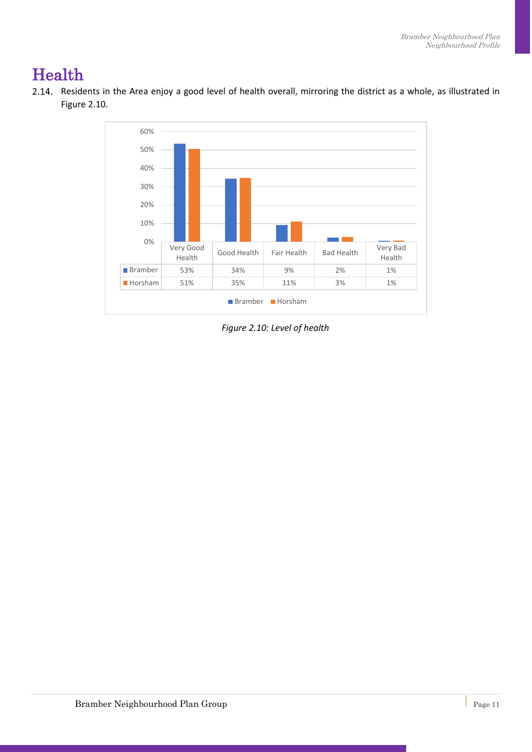# Health

2.14. Residents in the Area enjoy a good level of health overall, mirroring the district as a whole, as illustrated in Figure 2.10.

60%
50%
40%
30%
20%
10%
0%

Very Good Health
Good Health
Fair Health
Bad Health
Very Bad Health

Bramber
53%
34%
9%
2%
1%

Horsham
51%
35%
11%
3%
1%

Bramber
Horsham

*Figure 2.10: Level of health*